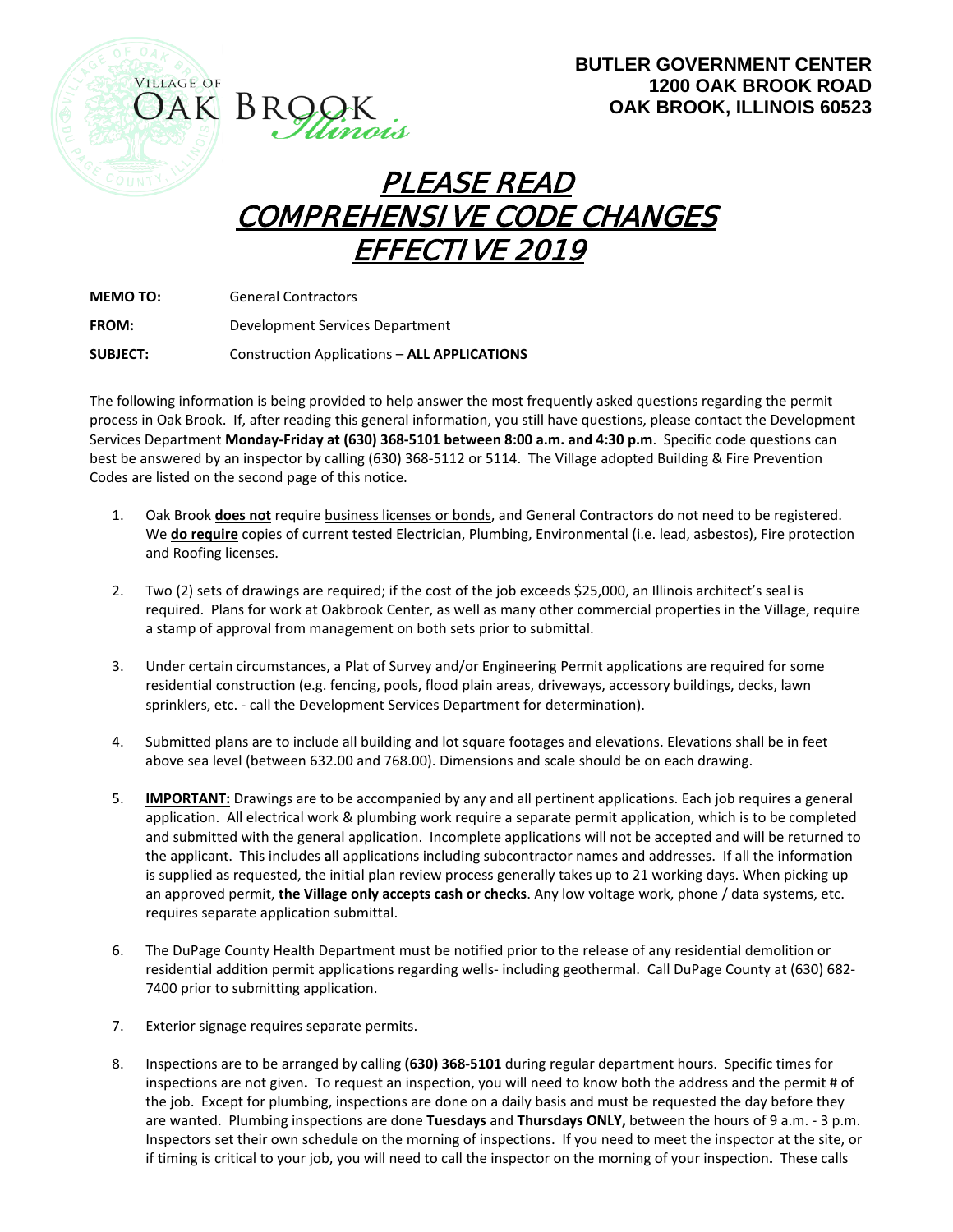Village of Oak Brook Illinois

**BUTLER GOVERNMENT CENTER**
**1200 OAK BROOK ROAD**
**OAK BROOK, ILLINOIS 60523**

# PLEASE READ
# COMPREHENSIVE CODE CHANGES
# EFFECTIVE 2019

**MEMO TO:** General Contractors

**FROM:** Development Services Department

**SUBJECT:** Construction Applications – **ALL APPLICATIONS**

The following information is being provided to help answer the most frequently asked questions regarding the permit process in Oak Brook. If, after reading this general information, you still have questions, please contact the Development Services Department **Monday-Friday at (630) 368-5101 between 8:00 a.m. and 4:30 p.m**. Specific code questions can best be answered by an inspector by calling (630) 368-5112 or 5114. The Village adopted Building & Fire Prevention Codes are listed on the second page of this notice.

1. Oak Brook **does not** require business licenses or bonds, and General Contractors do not need to be registered. We **do require** copies of current tested Electrician, Plumbing, Environmental (i.e. lead, asbestos), Fire protection and Roofing licenses.

2. Two (2) sets of drawings are required; if the cost of the job exceeds $25,000, an Illinois architect's seal is required. Plans for work at Oakbrook Center, as well as many other commercial properties in the Village, require a stamp of approval from management on both sets prior to submittal.

3. Under certain circumstances, a Plat of Survey and/or Engineering Permit applications are required for some residential construction (e.g. fencing, pools, flood plain areas, driveways, accessory buildings, decks, lawn sprinklers, etc. - call the Development Services Department for determination).

4. Submitted plans are to include all building and lot square footages and elevations. Elevations shall be in feet above sea level (between 632.00 and 768.00). Dimensions and scale should be on each drawing.

5. **IMPORTANT:** Drawings are to be accompanied by any and all pertinent applications. Each job requires a general application. All electrical work & plumbing work require a separate permit application, which is to be completed and submitted with the general application. Incomplete applications will not be accepted and will be returned to the applicant. This includes **all** applications including subcontractor names and addresses. If all the information is supplied as requested, the initial plan review process generally takes up to 21 working days. When picking up an approved permit, **the Village only accepts cash or checks**. Any low voltage work, phone / data systems, etc. requires separate application submittal.

6. The DuPage County Health Department must be notified prior to the release of any residential demolition or residential addition permit applications regarding wells- including geothermal. Call DuPage County at (630) 682-7400 prior to submitting application.

7. Exterior signage requires separate permits.

8. Inspections are to be arranged by calling **(630) 368-5101** during regular department hours. Specific times for inspections are not given**.** To request an inspection, you will need to know both the address and the permit # of the job. Except for plumbing, inspections are done on a daily basis and must be requested the day before they are wanted. Plumbing inspections are done **Tuesdays** and **Thursdays ONLY,** between the hours of 9 a.m. - 3 p.m. Inspectors set their own schedule on the morning of inspections. If you need to meet the inspector at the site, or if timing is critical to your job, you will need to call the inspector on the morning of your inspection**.** These calls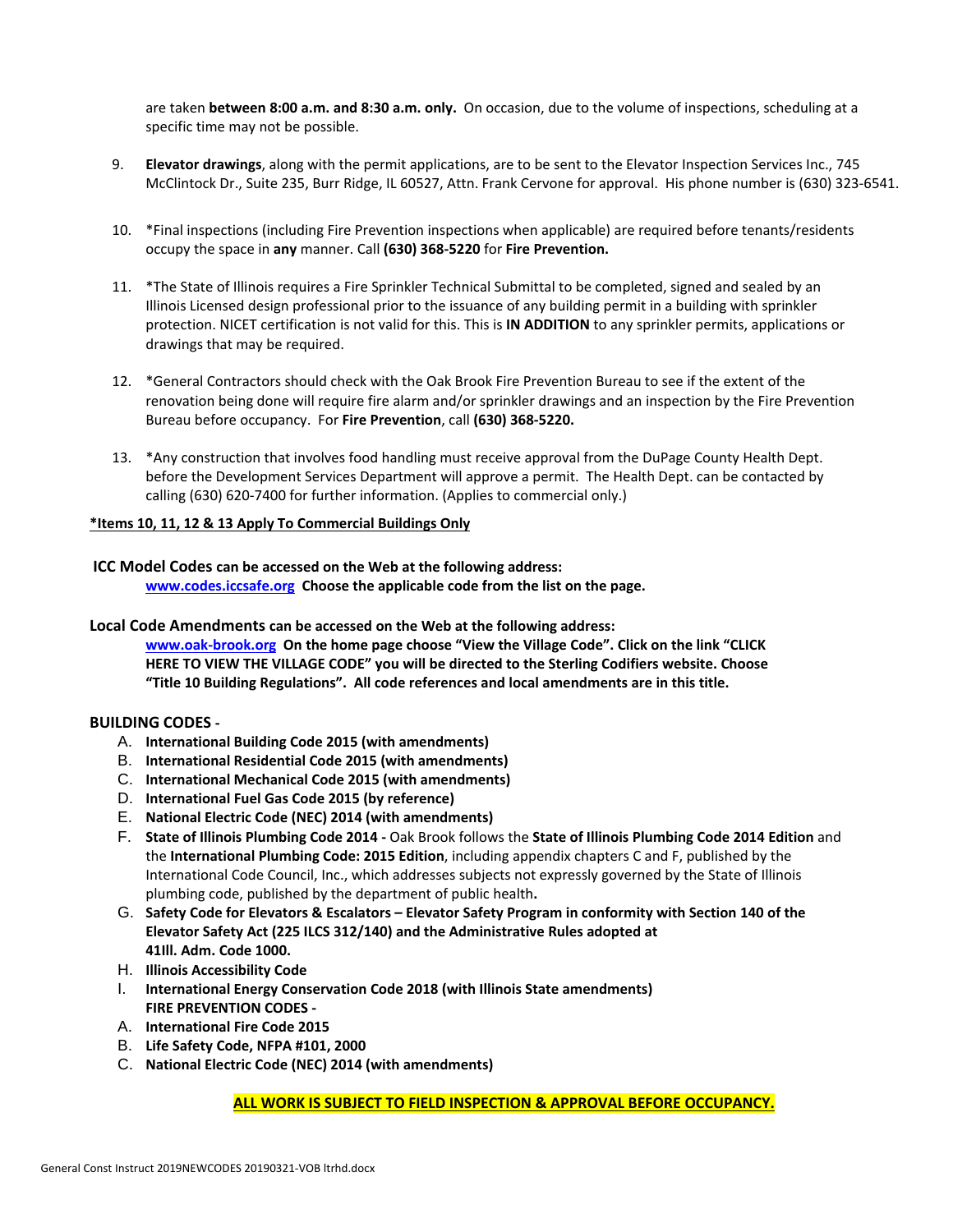are taken **between 8:00 a.m. and 8:30 a.m. only.** On occasion, due to the volume of inspections, scheduling at a specific time may not be possible.

9. **Elevator drawings**, along with the permit applications, are to be sent to the Elevator Inspection Services Inc., 745 McClintock Dr., Suite 235, Burr Ridge, IL 60527, Attn. Frank Cervone for approval. His phone number is (630) 323-6541.

10. *Final inspections (including Fire Prevention inspections when applicable) are required before tenants/residents occupy the space in **any** manner. Call **(630) 368-5220** for **Fire Prevention.**

11. *The State of Illinois requires a Fire Sprinkler Technical Submittal to be completed, signed and sealed by an Illinois Licensed design professional prior to the issuance of any building permit in a building with sprinkler protection. NICET certification is not valid for this. This is **IN ADDITION** to any sprinkler permits, applications or drawings that may be required.

12. *General Contractors should check with the Oak Brook Fire Prevention Bureau to see if the extent of the renovation being done will require fire alarm and/or sprinkler drawings and an inspection by the Fire Prevention Bureau before occupancy. For **Fire Prevention**, call **(630) 368-5220.**

13. *Any construction that involves food handling must receive approval from the DuPage County Health Dept. before the Development Services Department will approve a permit. The Health Dept. can be contacted by calling (630) 620-7400 for further information. (Applies to commercial only.)

***Items 10, 11, 12 & 13 Apply To Commercial Buildings Only**

**ICC Model Codes can be accessed on the Web at the following address:**
**[www.codes.iccsafe.org](http://www.codes.iccsafe.org) Choose the applicable code from the list on the page.**

**Local Code Amendments can be accessed on the Web at the following address:**
**[www.oak-brook.org](http://www.oak-brook.org) On the home page choose "View the Village Code". Click on the link "CLICK HERE TO VIEW THE VILLAGE CODE" you will be directed to the Sterling Codifiers website. Choose "Title 10 Building Regulations". All code references and local amendments are in this title.**

**BUILDING CODES -**

A. **International Building Code 2015 (with amendments)**
B. **International Residential Code 2015 (with amendments)**
C. **International Mechanical Code 2015 (with amendments)**
D. **International Fuel Gas Code 2015 (by reference)**
E. **National Electric Code (NEC) 2014 (with amendments)**
F. **State of Illinois Plumbing Code 2014 -** Oak Brook follows the **State of Illinois Plumbing Code 2014 Edition** and the **International Plumbing Code: 2015 Edition**, including appendix chapters C and F, published by the International Code Council, Inc., which addresses subjects not expressly governed by the State of Illinois plumbing code, published by the department of public health**.**
G. **Safety Code for Elevators & Escalators – Elevator Safety Program in conformity with Section 140 of the Elevator Safety Act (225 ILCS 312/140) and the Administrative Rules adopted at 41Ill. Adm. Code 1000.**
H. **Illinois Accessibility Code**
I. **International Energy Conservation Code 2018 (with Illinois State amendments)**

**FIRE PREVENTION CODES -**

A. **International Fire Code 2015**
B. **Life Safety Code, NFPA #101, 2000**
C. **National Electric Code (NEC) 2014 (with amendments)**

**ALL WORK IS SUBJECT TO FIELD INSPECTION & APPROVAL BEFORE OCCUPANCY.**

General Const Instruct 2019NEWCODES 20190321-VOB ltrhd.docx